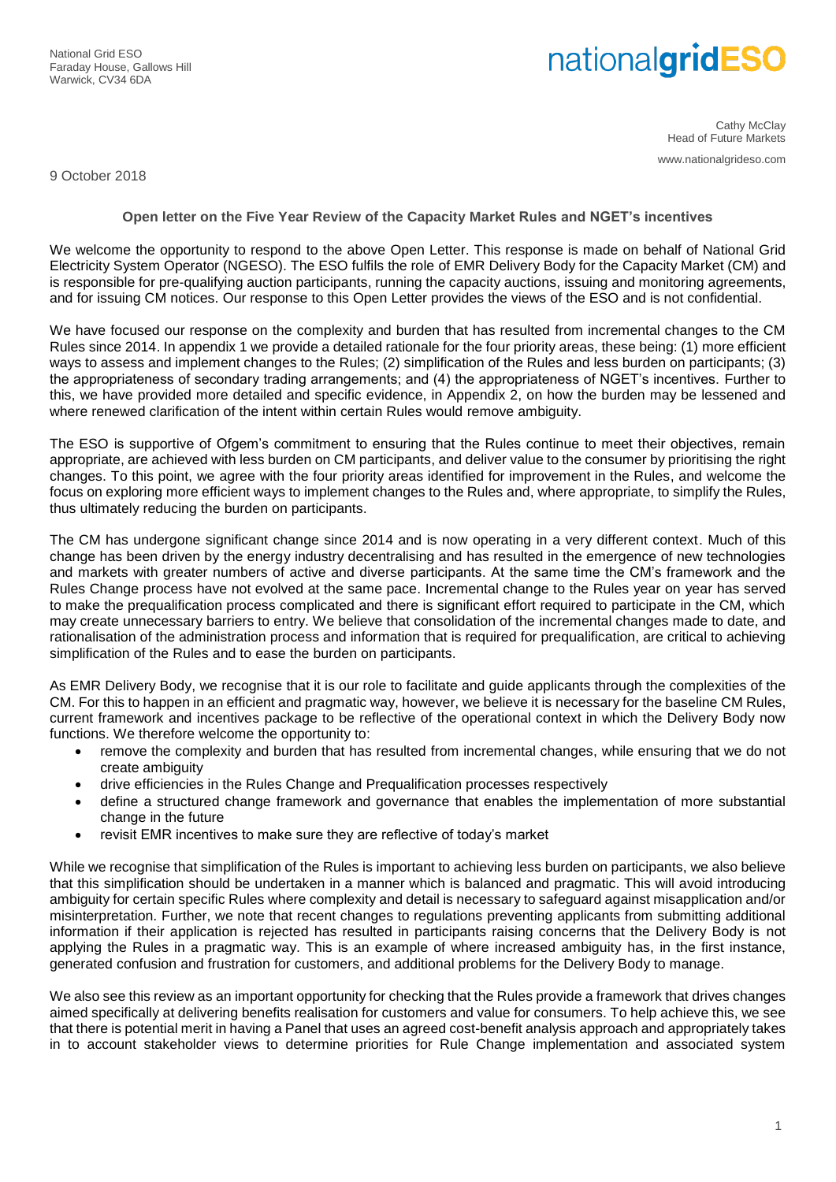National Grid ESO
Faraday House, Gallows Hill
Warwick, CV34 6DA

**nationalgridESO**

Cathy McClay
Head of Future Markets

www.nationalgrideso.com

9 October 2018

**Open letter on the Five Year Review of the Capacity Market Rules and NGET's incentives**

We welcome the opportunity to respond to the above Open Letter. This response is made on behalf of National Grid Electricity System Operator (NGESO). The ESO fulfils the role of EMR Delivery Body for the Capacity Market (CM) and is responsible for pre-qualifying auction participants, running the capacity auctions, issuing and monitoring agreements, and for issuing CM notices. Our response to this Open Letter provides the views of the ESO and is not confidential.

We have focused our response on the complexity and burden that has resulted from incremental changes to the CM Rules since 2014. In appendix 1 we provide a detailed rationale for the four priority areas, these being: (1) more efficient ways to assess and implement changes to the Rules; (2) simplification of the Rules and less burden on participants; (3) the appropriateness of secondary trading arrangements; and (4) the appropriateness of NGET's incentives. Further to this, we have provided more detailed and specific evidence, in Appendix 2, on how the burden may be lessened and where renewed clarification of the intent within certain Rules would remove ambiguity.

The ESO is supportive of Ofgem's commitment to ensuring that the Rules continue to meet their objectives, remain appropriate, are achieved with less burden on CM participants, and deliver value to the consumer by prioritising the right changes. To this point, we agree with the four priority areas identified for improvement in the Rules, and welcome the focus on exploring more efficient ways to implement changes to the Rules and, where appropriate, to simplify the Rules, thus ultimately reducing the burden on participants.

The CM has undergone significant change since 2014 and is now operating in a very different context. Much of this change has been driven by the energy industry decentralising and has resulted in the emergence of new technologies and markets with greater numbers of active and diverse participants. At the same time the CM's framework and the Rules Change process have not evolved at the same pace. Incremental change to the Rules year on year has served to make the prequalification process complicated and there is significant effort required to participate in the CM, which may create unnecessary barriers to entry. We believe that consolidation of the incremental changes made to date, and rationalisation of the administration process and information that is required for prequalification, are critical to achieving simplification of the Rules and to ease the burden on participants.

As EMR Delivery Body, we recognise that it is our role to facilitate and guide applicants through the complexities of the CM. For this to happen in an efficient and pragmatic way, however, we believe it is necessary for the baseline CM Rules, current framework and incentives package to be reflective of the operational context in which the Delivery Body now functions. We therefore welcome the opportunity to:

- remove the complexity and burden that has resulted from incremental changes, while ensuring that we do not create ambiguity
- drive efficiencies in the Rules Change and Prequalification processes respectively
- define a structured change framework and governance that enables the implementation of more substantial change in the future
- revisit EMR incentives to make sure they are reflective of today's market

While we recognise that simplification of the Rules is important to achieving less burden on participants, we also believe that this simplification should be undertaken in a manner which is balanced and pragmatic. This will avoid introducing ambiguity for certain specific Rules where complexity and detail is necessary to safeguard against misapplication and/or misinterpretation. Further, we note that recent changes to regulations preventing applicants from submitting additional information if their application is rejected has resulted in participants raising concerns that the Delivery Body is not applying the Rules in a pragmatic way. This is an example of where increased ambiguity has, in the first instance, generated confusion and frustration for customers, and additional problems for the Delivery Body to manage.

We also see this review as an important opportunity for checking that the Rules provide a framework that drives changes aimed specifically at delivering benefits realisation for customers and value for consumers. To help achieve this, we see that there is potential merit in having a Panel that uses an agreed cost-benefit analysis approach and appropriately takes in to account stakeholder views to determine priorities for Rule Change implementation and associated system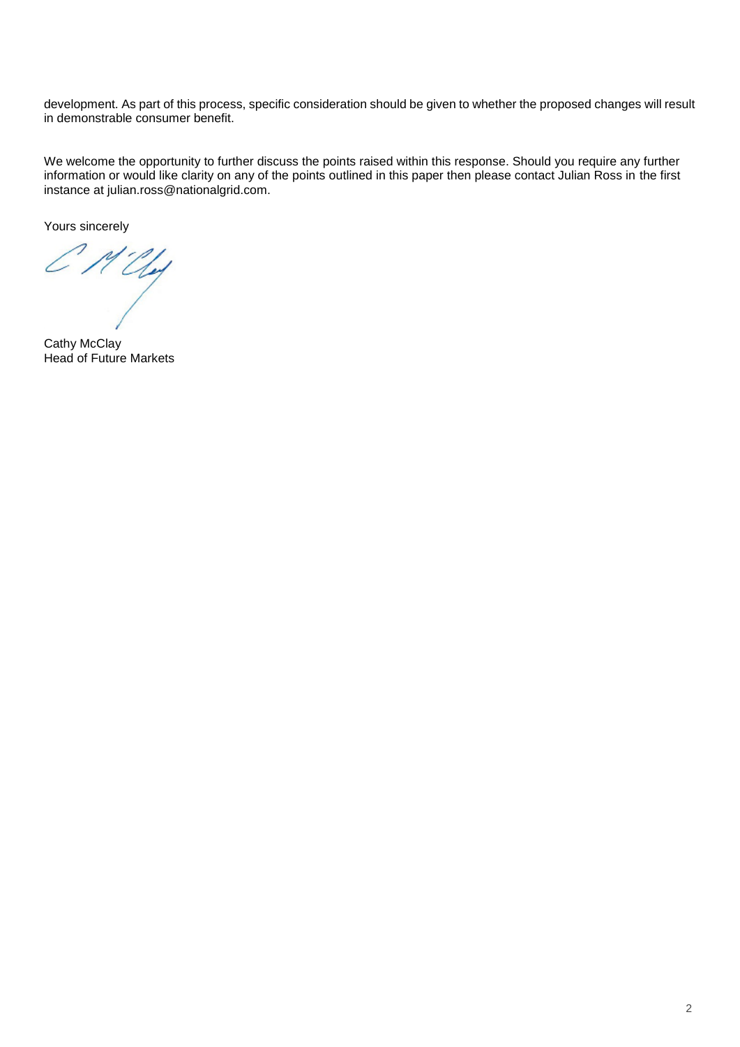development. As part of this process, specific consideration should be given to whether the proposed changes will result in demonstrable consumer benefit.

We welcome the opportunity to further discuss the points raised within this response. Should you require any further information or would like clarity on any of the points outlined in this paper then please contact Julian Ross in the first instance at julian.ross@nationalgrid.com.

Yours sincerely

Cathy McClay
Head of Future Markets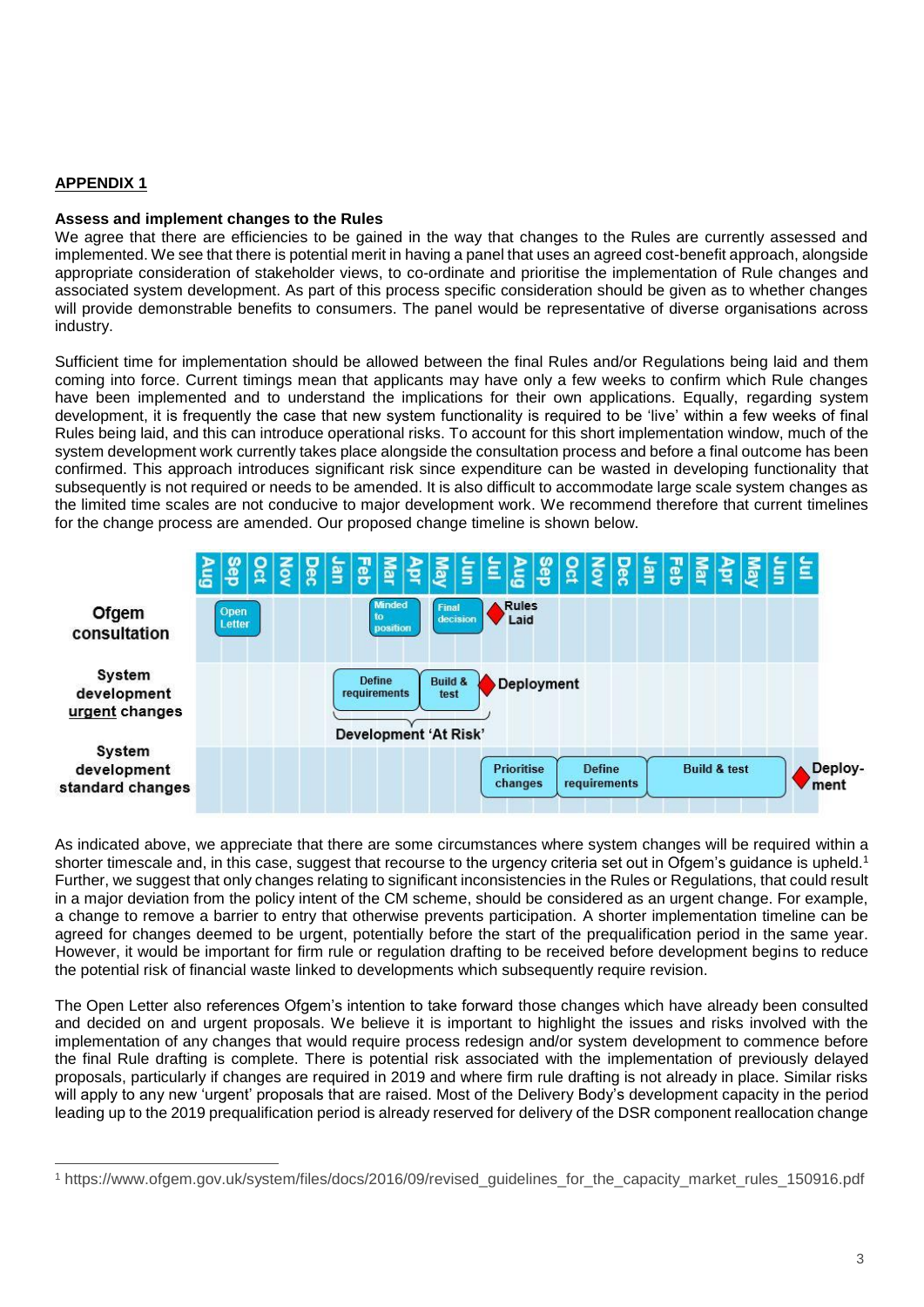## APPENDIX 1

### Assess and implement changes to the Rules

We agree that there are efficiencies to be gained in the way that changes to the Rules are currently assessed and implemented. We see that there is potential merit in having a panel that uses an agreed cost-benefit approach, alongside appropriate consideration of stakeholder views, to co-ordinate and prioritise the implementation of Rule changes and associated system development. As part of this process specific consideration should be given as to whether changes will provide demonstrable benefits to consumers. The panel would be representative of diverse organisations across industry.

Sufficient time for implementation should be allowed between the final Rules and/or Regulations being laid and them coming into force. Current timings mean that applicants may have only a few weeks to confirm which Rule changes have been implemented and to understand the implications for their own applications. Equally, regarding system development, it is frequently the case that new system functionality is required to be 'live' within a few weeks of final Rules being laid, and this can introduce operational risks. To account for this short implementation window, much of the system development work currently takes place alongside the consultation process and before a final outcome has been confirmed. This approach introduces significant risk since expenditure can be wasted in developing functionality that subsequently is not required or needs to be amended. It is also difficult to accommodate large scale system changes as the limited time scales are not conducive to major development work. We recommend therefore that current timelines for the change process are amended. Our proposed change timeline is shown below.

| | Aug | Sep | Oct | Nov | Dec | Jan | Feb | Mar | Apr | May | Jun | Jul | Aug | Sep | Oct | Nov | Dec | Jan | Feb | Mar | Apr | May | Jun | Jul |
|---|---|---|---|---|---|---|---|---|---|---|---|---|---|---|---|---|---|---|---|---|---|---|---|---|
| **Ofgem consultation** | | Open Letter | | | | | | Minded to position | | Final decision | Rules Laid | | | | | | | | | | | | | |
| **System development urgent changes** | | | | | | Define requirements | Define requirements | Define requirements | Build & test | Build & test | Deployment | | | | | | | | | | | | | |
| | | | | | | Development 'At Risk' | | | | | | | | | | | | | | | | | | |
| **System development standard changes** | | | | | | | | | | | | Prioritise changes | Prioritise changes | Prioritise changes | Define requirements | Define requirements | Define requirements | Build & test | Build & test | Build & test | Build & test | Build & test | | Deploy-ment |

As indicated above, we appreciate that there are some circumstances where system changes will be required within a shorter timescale and, in this case, suggest that recourse to the urgency criteria set out in Ofgem's guidance is upheld.[1] Further, we suggest that only changes relating to significant inconsistencies in the Rules or Regulations, that could result in a major deviation from the policy intent of the CM scheme, should be considered as an urgent change. For example, a change to remove a barrier to entry that otherwise prevents participation. A shorter implementation timeline can be agreed for changes deemed to be urgent, potentially before the start of the prequalification period in the same year. However, it would be important for firm rule or regulation drafting to be received before development begins to reduce the potential risk of financial waste linked to developments which subsequently require revision.

The Open Letter also references Ofgem's intention to take forward those changes which have already been consulted and decided on and urgent proposals. We believe it is important to highlight the issues and risks involved with the implementation of any changes that would require process redesign and/or system development to commence before the final Rule drafting is complete. There is potential risk associated with the implementation of previously delayed proposals, particularly if changes are required in 2019 and where firm rule drafting is not already in place. Similar risks will apply to any new 'urgent' proposals that are raised. Most of the Delivery Body's development capacity in the period leading up to the 2019 prequalification period is already reserved for delivery of the DSR component reallocation change

[1] https://www.ofgem.gov.uk/system/files/docs/2016/09/revised_guidelines_for_the_capacity_market_rules_150916.pdf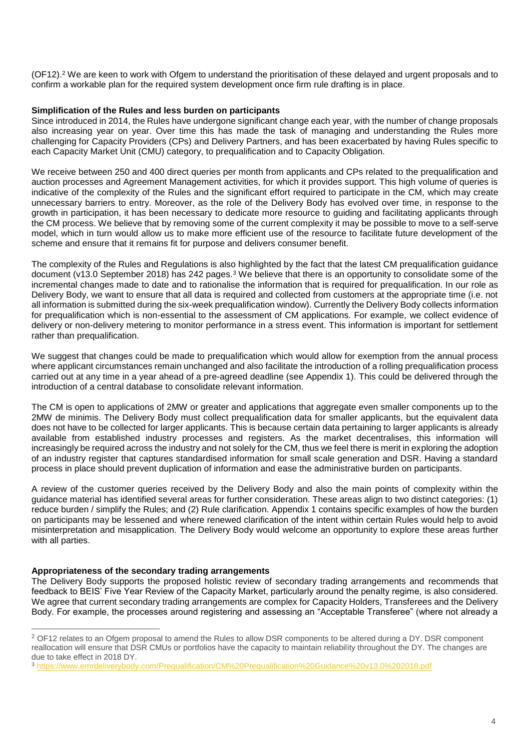(OF12).[2] We are keen to work with Ofgem to understand the prioritisation of these delayed and urgent proposals and to confirm a workable plan for the required system development once firm rule drafting is in place.

**Simplification of the Rules and less burden on participants**

Since introduced in 2014, the Rules have undergone significant change each year, with the number of change proposals also increasing year on year. Over time this has made the task of managing and understanding the Rules more challenging for Capacity Providers (CPs) and Delivery Partners, and has been exacerbated by having Rules specific to each Capacity Market Unit (CMU) category, to prequalification and to Capacity Obligation.

We receive between 250 and 400 direct queries per month from applicants and CPs related to the prequalification and auction processes and Agreement Management activities, for which it provides support. This high volume of queries is indicative of the complexity of the Rules and the significant effort required to participate in the CM, which may create unnecessary barriers to entry. Moreover, as the role of the Delivery Body has evolved over time, in response to the growth in participation, it has been necessary to dedicate more resource to guiding and facilitating applicants through the CM process. We believe that by removing some of the current complexity it may be possible to move to a self-serve model, which in turn would allow us to make more efficient use of the resource to facilitate future development of the scheme and ensure that it remains fit for purpose and delivers consumer benefit.

The complexity of the Rules and Regulations is also highlighted by the fact that the latest CM prequalification guidance document (v13.0 September 2018) has 242 pages.[3] We believe that there is an opportunity to consolidate some of the incremental changes made to date and to rationalise the information that is required for prequalification. In our role as Delivery Body, we want to ensure that all data is required and collected from customers at the appropriate time (i.e. not all information is submitted during the six-week prequalification window). Currently the Delivery Body collects information for prequalification which is non-essential to the assessment of CM applications. For example, we collect evidence of delivery or non-delivery metering to monitor performance in a stress event. This information is important for settlement rather than prequalification.

We suggest that changes could be made to prequalification which would allow for exemption from the annual process where applicant circumstances remain unchanged and also facilitate the introduction of a rolling prequalification process carried out at any time in a year ahead of a pre-agreed deadline (see Appendix 1). This could be delivered through the introduction of a central database to consolidate relevant information.

The CM is open to applications of 2MW or greater and applications that aggregate even smaller components up to the 2MW de minimis. The Delivery Body must collect prequalification data for smaller applicants, but the equivalent data does not have to be collected for larger applicants. This is because certain data pertaining to larger applicants is already available from established industry processes and registers. As the market decentralises, this information will increasingly be required across the industry and not solely for the CM, thus we feel there is merit in exploring the adoption of an industry register that captures standardised information for small scale generation and DSR. Having a standard process in place should prevent duplication of information and ease the administrative burden on participants.

A review of the customer queries received by the Delivery Body and also the main points of complexity within the guidance material has identified several areas for further consideration. These areas align to two distinct categories: (1) reduce burden / simplify the Rules; and (2) Rule clarification. Appendix 1 contains specific examples of how the burden on participants may be lessened and where renewed clarification of the intent within certain Rules would help to avoid misinterpretation and misapplication. The Delivery Body would welcome an opportunity to explore these areas further with all parties.

**Appropriateness of the secondary trading arrangements**

The Delivery Body supports the proposed holistic review of secondary trading arrangements and recommends that feedback to BEIS' Five Year Review of the Capacity Market, particularly around the penalty regime, is also considered. We agree that current secondary trading arrangements are complex for Capacity Holders, Transferees and the Delivery Body. For example, the processes around registering and assessing an "Acceptable Transferee" (where not already a

---

[2] OF12 relates to an Ofgem proposal to amend the Rules to allow DSR components to be altered during a DY. DSR component reallocation will ensure that DSR CMUs or portfolios have the capacity to maintain reliability throughout the DY. The changes are due to take effect in 2018 DY.

[3] https://www.emrdeliverybody.com/Prequalification/CM%20Prequalification%20Guidance%20v13.0%202018.pdf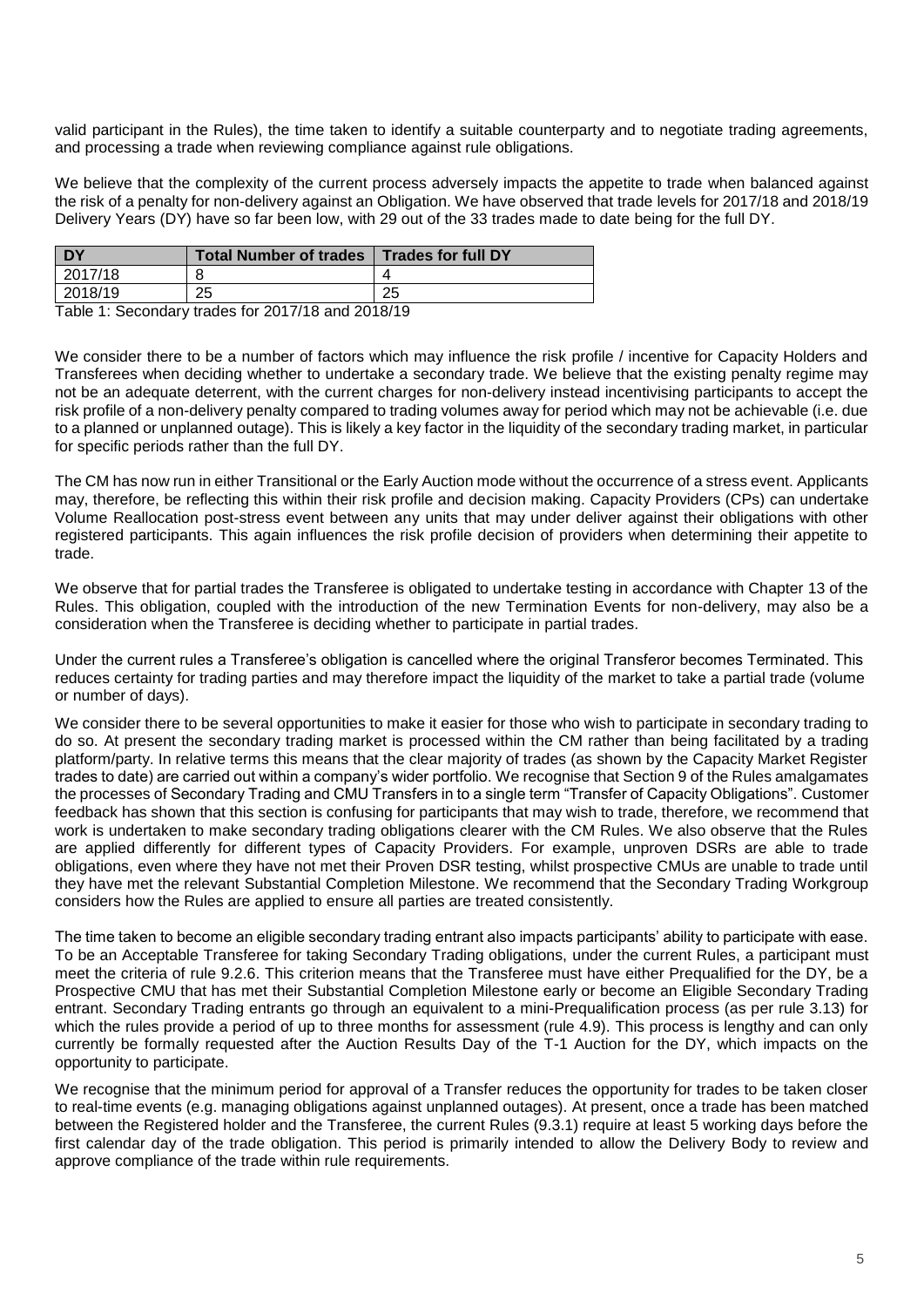valid participant in the Rules), the time taken to identify a suitable counterparty and to negotiate trading agreements, and processing a trade when reviewing compliance against rule obligations.

We believe that the complexity of the current process adversely impacts the appetite to trade when balanced against the risk of a penalty for non-delivery against an Obligation. We have observed that trade levels for 2017/18 and 2018/19 Delivery Years (DY) have so far been low, with 29 out of the 33 trades made to date being for the full DY.

| DY | Total Number of trades | Trades for full DY |
|---|---|---|
| 2017/18 | 8 | 4 |
| 2018/19 | 25 | 25 |

Table 1: Secondary trades for 2017/18 and 2018/19

We consider there to be a number of factors which may influence the risk profile / incentive for Capacity Holders and Transferees when deciding whether to undertake a secondary trade. We believe that the existing penalty regime may not be an adequate deterrent, with the current charges for non-delivery instead incentivising participants to accept the risk profile of a non-delivery penalty compared to trading volumes away for period which may not be achievable (i.e. due to a planned or unplanned outage). This is likely a key factor in the liquidity of the secondary trading market, in particular for specific periods rather than the full DY.

The CM has now run in either Transitional or the Early Auction mode without the occurrence of a stress event. Applicants may, therefore, be reflecting this within their risk profile and decision making. Capacity Providers (CPs) can undertake Volume Reallocation post-stress event between any units that may under deliver against their obligations with other registered participants. This again influences the risk profile decision of providers when determining their appetite to trade.

We observe that for partial trades the Transferee is obligated to undertake testing in accordance with Chapter 13 of the Rules. This obligation, coupled with the introduction of the new Termination Events for non-delivery, may also be a consideration when the Transferee is deciding whether to participate in partial trades.

Under the current rules a Transferee's obligation is cancelled where the original Transferor becomes Terminated. This reduces certainty for trading parties and may therefore impact the liquidity of the market to take a partial trade (volume or number of days).

We consider there to be several opportunities to make it easier for those who wish to participate in secondary trading to do so. At present the secondary trading market is processed within the CM rather than being facilitated by a trading platform/party. In relative terms this means that the clear majority of trades (as shown by the Capacity Market Register trades to date) are carried out within a company's wider portfolio. We recognise that Section 9 of the Rules amalgamates the processes of Secondary Trading and CMU Transfers in to a single term "Transfer of Capacity Obligations". Customer feedback has shown that this section is confusing for participants that may wish to trade, therefore, we recommend that work is undertaken to make secondary trading obligations clearer with the CM Rules. We also observe that the Rules are applied differently for different types of Capacity Providers. For example, unproven DSRs are able to trade obligations, even where they have not met their Proven DSR testing, whilst prospective CMUs are unable to trade until they have met the relevant Substantial Completion Milestone. We recommend that the Secondary Trading Workgroup considers how the Rules are applied to ensure all parties are treated consistently.

The time taken to become an eligible secondary trading entrant also impacts participants' ability to participate with ease. To be an Acceptable Transferee for taking Secondary Trading obligations, under the current Rules, a participant must meet the criteria of rule 9.2.6. This criterion means that the Transferee must have either Prequalified for the DY, be a Prospective CMU that has met their Substantial Completion Milestone early or become an Eligible Secondary Trading entrant. Secondary Trading entrants go through an equivalent to a mini-Prequalification process (as per rule 3.13) for which the rules provide a period of up to three months for assessment (rule 4.9). This process is lengthy and can only currently be formally requested after the Auction Results Day of the T-1 Auction for the DY, which impacts on the opportunity to participate.

We recognise that the minimum period for approval of a Transfer reduces the opportunity for trades to be taken closer to real-time events (e.g. managing obligations against unplanned outages). At present, once a trade has been matched between the Registered holder and the Transferee, the current Rules (9.3.1) require at least 5 working days before the first calendar day of the trade obligation. This period is primarily intended to allow the Delivery Body to review and approve compliance of the trade within rule requirements.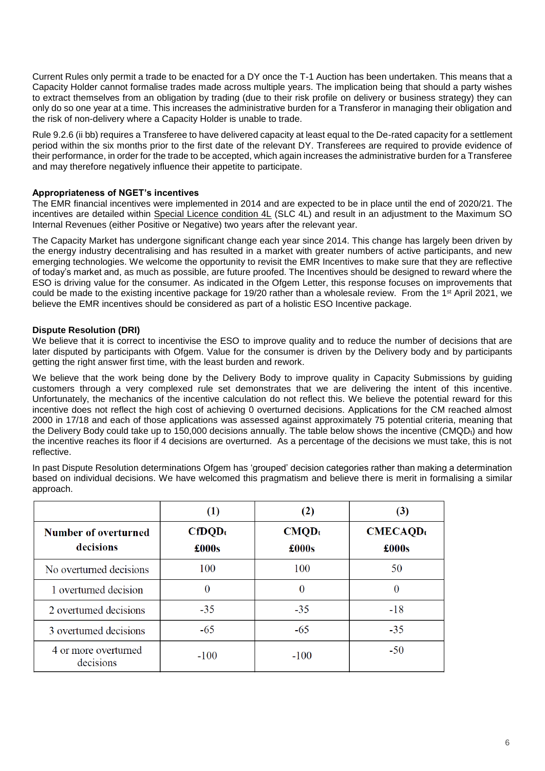Current Rules only permit a trade to be enacted for a DY once the T-1 Auction has been undertaken. This means that a Capacity Holder cannot formalise trades made across multiple years. The implication being that should a party wishes to extract themselves from an obligation by trading (due to their risk profile on delivery or business strategy) they can only do so one year at a time. This increases the administrative burden for a Transferor in managing their obligation and the risk of non-delivery where a Capacity Holder is unable to trade.

Rule 9.2.6 (ii bb) requires a Transferee to have delivered capacity at least equal to the De-rated capacity for a settlement period within the six months prior to the first date of the relevant DY. Transferees are required to provide evidence of their performance, in order for the trade to be accepted, which again increases the administrative burden for a Transferee and may therefore negatively influence their appetite to participate.

**Appropriateness of NGET's incentives**

The EMR financial incentives were implemented in 2014 and are expected to be in place until the end of 2020/21. The incentives are detailed within Special Licence condition 4L (SLC 4L) and result in an adjustment to the Maximum SO Internal Revenues (either Positive or Negative) two years after the relevant year.

The Capacity Market has undergone significant change each year since 2014. This change has largely been driven by the energy industry decentralising and has resulted in a market with greater numbers of active participants, and new emerging technologies. We welcome the opportunity to revisit the EMR Incentives to make sure that they are reflective of today's market and, as much as possible, are future proofed. The Incentives should be designed to reward where the ESO is driving value for the consumer. As indicated in the Ofgem Letter, this response focuses on improvements that could be made to the existing incentive package for 19/20 rather than a wholesale review. From the 1st April 2021, we believe the EMR incentives should be considered as part of a holistic ESO Incentive package.

**Dispute Resolution (DRI)**

We believe that it is correct to incentivise the ESO to improve quality and to reduce the number of decisions that are later disputed by participants with Ofgem. Value for the consumer is driven by the Delivery body and by participants getting the right answer first time, with the least burden and rework.

We believe that the work being done by the Delivery Body to improve quality in Capacity Submissions by guiding customers through a very complexed rule set demonstrates that we are delivering the intent of this incentive. Unfortunately, the mechanics of the incentive calculation do not reflect this. We believe the potential reward for this incentive does not reflect the high cost of achieving 0 overturned decisions. Applications for the CM reached almost 2000 in 17/18 and each of those applications was assessed against approximately 75 potential criteria, meaning that the Delivery Body could take up to 150,000 decisions annually. The table below shows the incentive ($CMQD_t$) and how the incentive reaches its floor if 4 decisions are overturned. As a percentage of the decisions we must take, this is not reflective.

In past Dispute Resolution determinations Ofgem has 'grouped' decision categories rather than making a determination based on individual decisions. We have welcomed this pragmatism and believe there is merit in formalising a similar approach.

| | (1) | (2) | (3) |
|---|---|---|---|
| **Number of overturned decisions** | **$CfDQD_t$ £000s** | **$CMQD_t$ £000s** | **$CMECAQD_t$ £000s** |
| No overturned decisions | 100 | 100 | 50 |
| 1 overturned decision | 0 | 0 | 0 |
| 2 overturned decisions | -35 | -35 | -18 |
| 3 overturned decisions | -65 | -65 | -35 |
| 4 or more overturned decisions | -100 | -100 | -50 |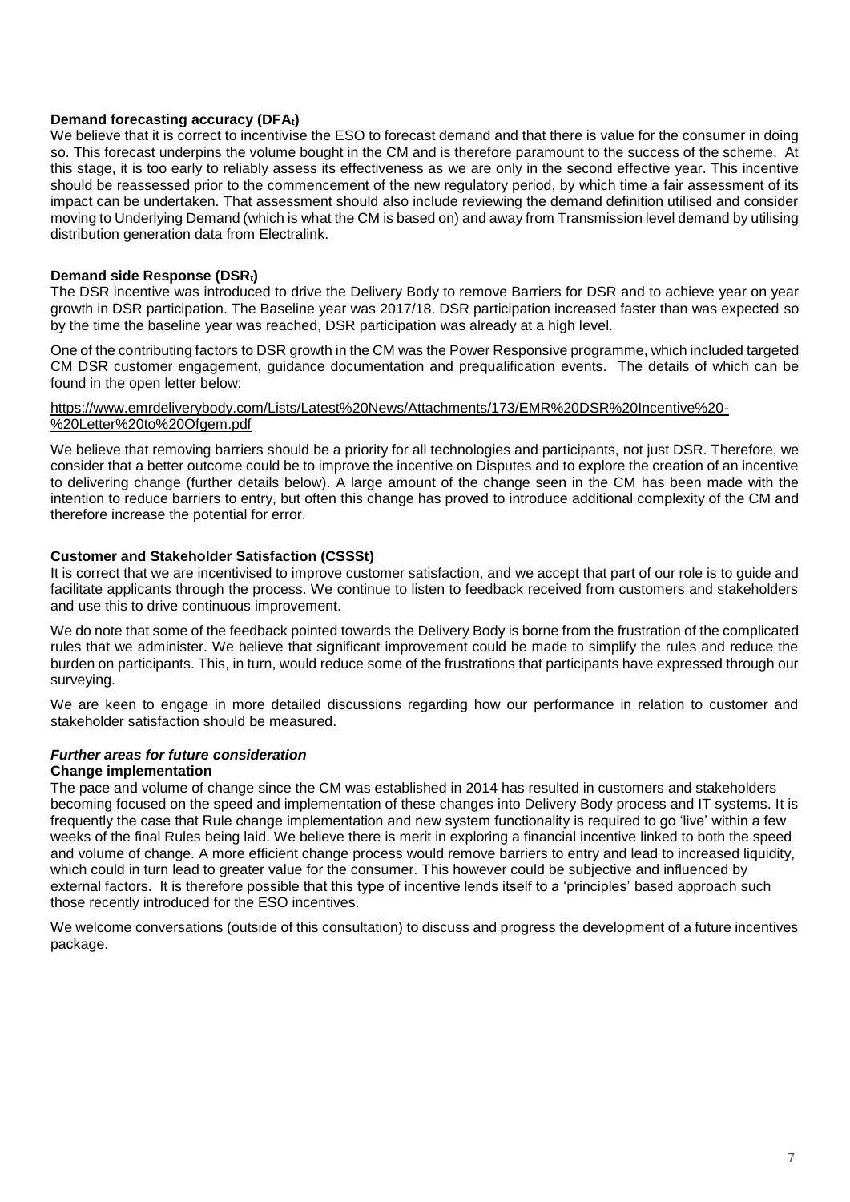**Demand forecasting accuracy ($DFA_t$)**

We believe that it is correct to incentivise the ESO to forecast demand and that there is value for the consumer in doing so. This forecast underpins the volume bought in the CM and is therefore paramount to the success of the scheme. At this stage, it is too early to reliably assess its effectiveness as we are only in the second effective year. This incentive should be reassessed prior to the commencement of the new regulatory period, by which time a fair assessment of its impact can be undertaken. That assessment should also include reviewing the demand definition utilised and consider moving to Underlying Demand (which is what the CM is based on) and away from Transmission level demand by utilising distribution generation data from Electralink.

**Demand side Response ($DSR_t$)**

The DSR incentive was introduced to drive the Delivery Body to remove Barriers for DSR and to achieve year on year growth in DSR participation. The Baseline year was 2017/18. DSR participation increased faster than was expected so by the time the baseline year was reached, DSR participation was already at a high level.

One of the contributing factors to DSR growth in the CM was the Power Responsive programme, which included targeted CM DSR customer engagement, guidance documentation and prequalification events. The details of which can be found in the open letter below:

https://www.emrdeliverybody.com/Lists/Latest%20News/Attachments/173/EMR%20DSR%20Incentive%20-%20Letter%20to%20Ofgem.pdf

We believe that removing barriers should be a priority for all technologies and participants, not just DSR. Therefore, we consider that a better outcome could be to improve the incentive on Disputes and to explore the creation of an incentive to delivering change (further details below). A large amount of the change seen in the CM has been made with the intention to reduce barriers to entry, but often this change has proved to introduce additional complexity of the CM and therefore increase the potential for error.

**Customer and Stakeholder Satisfaction (CSSSt)**

It is correct that we are incentivised to improve customer satisfaction, and we accept that part of our role is to guide and facilitate applicants through the process. We continue to listen to feedback received from customers and stakeholders and use this to drive continuous improvement.

We do note that some of the feedback pointed towards the Delivery Body is borne from the frustration of the complicated rules that we administer. We believe that significant improvement could be made to simplify the rules and reduce the burden on participants. This, in turn, would reduce some of the frustrations that participants have expressed through our surveying.

We are keen to engage in more detailed discussions regarding how our performance in relation to customer and stakeholder satisfaction should be measured.

***Further areas for future consideration***

**Change implementation**

The pace and volume of change since the CM was established in 2014 has resulted in customers and stakeholders becoming focused on the speed and implementation of these changes into Delivery Body process and IT systems. It is frequently the case that Rule change implementation and new system functionality is required to go 'live' within a few weeks of the final Rules being laid. We believe there is merit in exploring a financial incentive linked to both the speed and volume of change. A more efficient change process would remove barriers to entry and lead to increased liquidity, which could in turn lead to greater value for the consumer. This however could be subjective and influenced by external factors. It is therefore possible that this type of incentive lends itself to a 'principles' based approach such those recently introduced for the ESO incentives.

We welcome conversations (outside of this consultation) to discuss and progress the development of a future incentives package.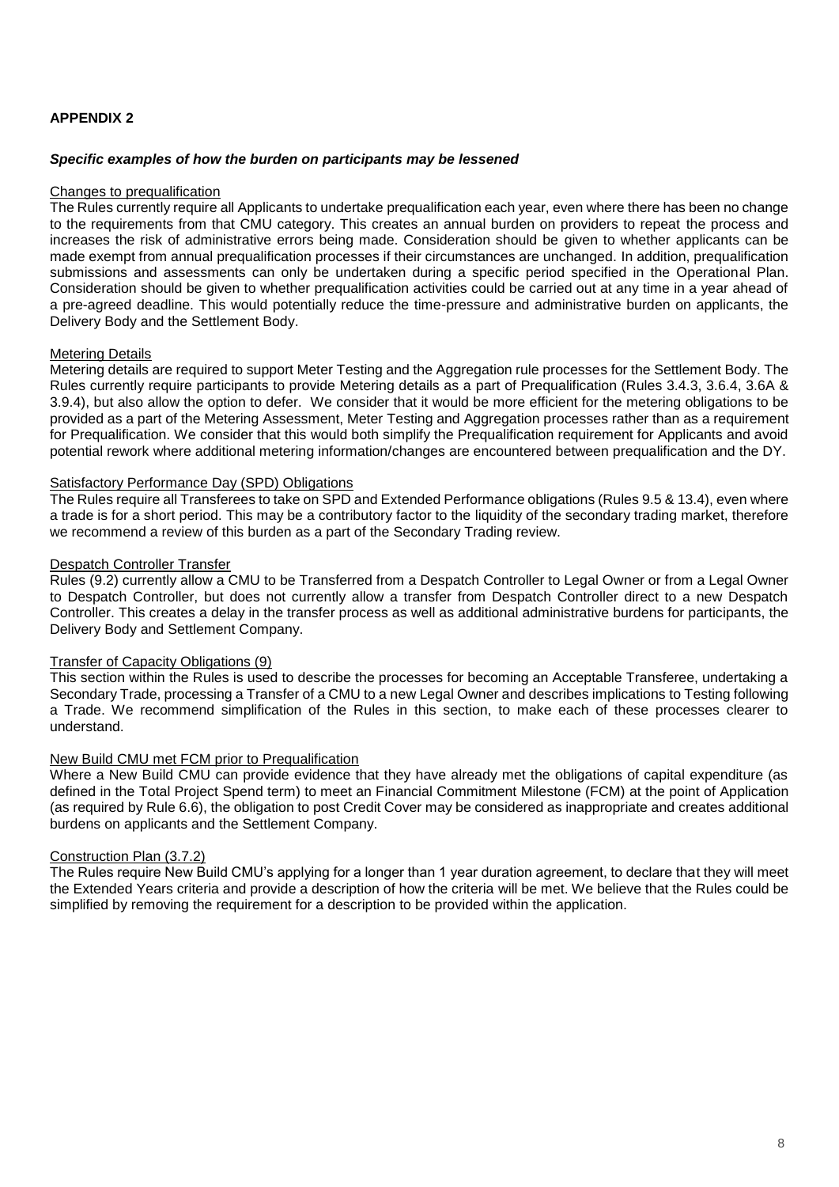## APPENDIX 2

***Specific examples of how the burden on participants may be lessened***

### Changes to prequalification

The Rules currently require all Applicants to undertake prequalification each year, even where there has been no change to the requirements from that CMU category. This creates an annual burden on providers to repeat the process and increases the risk of administrative errors being made. Consideration should be given to whether applicants can be made exempt from annual prequalification processes if their circumstances are unchanged. In addition, prequalification submissions and assessments can only be undertaken during a specific period specified in the Operational Plan. Consideration should be given to whether prequalification activities could be carried out at any time in a year ahead of a pre-agreed deadline. This would potentially reduce the time-pressure and administrative burden on applicants, the Delivery Body and the Settlement Body.

### Metering Details

Metering details are required to support Meter Testing and the Aggregation rule processes for the Settlement Body. The Rules currently require participants to provide Metering details as a part of Prequalification (Rules 3.4.3, 3.6.4, 3.6A & 3.9.4), but also allow the option to defer. We consider that it would be more efficient for the metering obligations to be provided as a part of the Metering Assessment, Meter Testing and Aggregation processes rather than as a requirement for Prequalification. We consider that this would both simplify the Prequalification requirement for Applicants and avoid potential rework where additional metering information/changes are encountered between prequalification and the DY.

### Satisfactory Performance Day (SPD) Obligations

The Rules require all Transferees to take on SPD and Extended Performance obligations (Rules 9.5 & 13.4), even where a trade is for a short period. This may be a contributory factor to the liquidity of the secondary trading market, therefore we recommend a review of this burden as a part of the Secondary Trading review.

### Despatch Controller Transfer

Rules (9.2) currently allow a CMU to be Transferred from a Despatch Controller to Legal Owner or from a Legal Owner to Despatch Controller, but does not currently allow a transfer from Despatch Controller direct to a new Despatch Controller. This creates a delay in the transfer process as well as additional administrative burdens for participants, the Delivery Body and Settlement Company.

### Transfer of Capacity Obligations (9)

This section within the Rules is used to describe the processes for becoming an Acceptable Transferee, undertaking a Secondary Trade, processing a Transfer of a CMU to a new Legal Owner and describes implications to Testing following a Trade. We recommend simplification of the Rules in this section, to make each of these processes clearer to understand.

### New Build CMU met FCM prior to Prequalification

Where a New Build CMU can provide evidence that they have already met the obligations of capital expenditure (as defined in the Total Project Spend term) to meet an Financial Commitment Milestone (FCM) at the point of Application (as required by Rule 6.6), the obligation to post Credit Cover may be considered as inappropriate and creates additional burdens on applicants and the Settlement Company.

### Construction Plan (3.7.2)

The Rules require New Build CMU's applying for a longer than 1 year duration agreement, to declare that they will meet the Extended Years criteria and provide a description of how the criteria will be met. We believe that the Rules could be simplified by removing the requirement for a description to be provided within the application.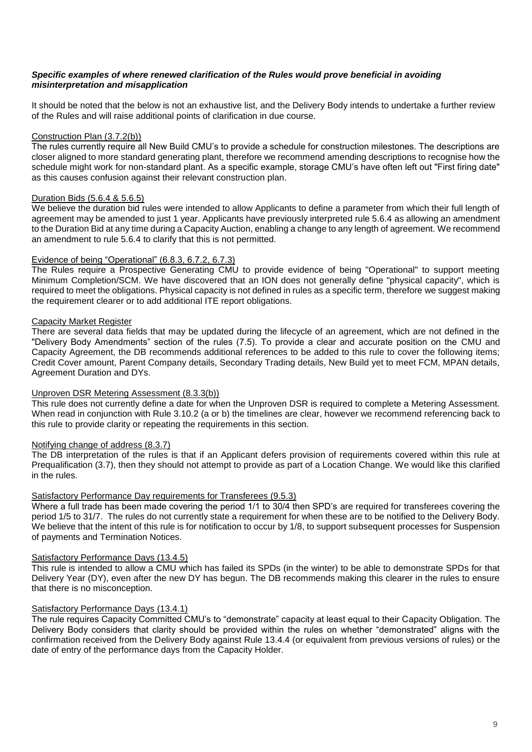***Specific examples of where renewed clarification of the Rules would prove beneficial in avoiding misinterpretation and misapplication***

It should be noted that the below is not an exhaustive list, and the Delivery Body intends to undertake a further review of the Rules and will raise additional points of clarification in due course.

Construction Plan (3.7.2(b))

The rules currently require all New Build CMU's to provide a schedule for construction milestones. The descriptions are closer aligned to more standard generating plant, therefore we recommend amending descriptions to recognise how the schedule might work for non-standard plant. As a specific example, storage CMU's have often left out "First firing date" as this causes confusion against their relevant construction plan.

Duration Bids (5.6.4 & 5.6.5)

We believe the duration bid rules were intended to allow Applicants to define a parameter from which their full length of agreement may be amended to just 1 year. Applicants have previously interpreted rule 5.6.4 as allowing an amendment to the Duration Bid at any time during a Capacity Auction, enabling a change to any length of agreement. We recommend an amendment to rule 5.6.4 to clarify that this is not permitted.

Evidence of being "Operational" (6.8.3, 6.7.2, 6.7.3)

The Rules require a Prospective Generating CMU to provide evidence of being "Operational" to support meeting Minimum Completion/SCM. We have discovered that an ION does not generally define "physical capacity", which is required to meet the obligations. Physical capacity is not defined in rules as a specific term, therefore we suggest making the requirement clearer or to add additional ITE report obligations.

Capacity Market Register

There are several data fields that may be updated during the lifecycle of an agreement, which are not defined in the "Delivery Body Amendments" section of the rules (7.5). To provide a clear and accurate position on the CMU and Capacity Agreement, the DB recommends additional references to be added to this rule to cover the following items; Credit Cover amount, Parent Company details, Secondary Trading details, New Build yet to meet FCM, MPAN details, Agreement Duration and DYs.

Unproven DSR Metering Assessment (8.3.3(b))

This rule does not currently define a date for when the Unproven DSR is required to complete a Metering Assessment. When read in conjunction with Rule 3.10.2 (a or b) the timelines are clear, however we recommend referencing back to this rule to provide clarity or repeating the requirements in this section.

Notifying change of address (8.3.7)

The DB interpretation of the rules is that if an Applicant defers provision of requirements covered within this rule at Prequalification (3.7), then they should not attempt to provide as part of a Location Change. We would like this clarified in the rules.

Satisfactory Performance Day requirements for Transferees (9.5.3)

Where a full trade has been made covering the period 1/1 to 30/4 then SPD's are required for transferees covering the period 1/5 to 31/7. The rules do not currently state a requirement for when these are to be notified to the Delivery Body. We believe that the intent of this rule is for notification to occur by 1/8, to support subsequent processes for Suspension of payments and Termination Notices.

Satisfactory Performance Days (13.4.5)

This rule is intended to allow a CMU which has failed its SPDs (in the winter) to be able to demonstrate SPDs for that Delivery Year (DY), even after the new DY has begun. The DB recommends making this clearer in the rules to ensure that there is no misconception.

Satisfactory Performance Days (13.4.1)

The rule requires Capacity Committed CMU's to "demonstrate" capacity at least equal to their Capacity Obligation. The Delivery Body considers that clarity should be provided within the rules on whether "demonstrated" aligns with the confirmation received from the Delivery Body against Rule 13.4.4 (or equivalent from previous versions of rules) or the date of entry of the performance days from the Capacity Holder.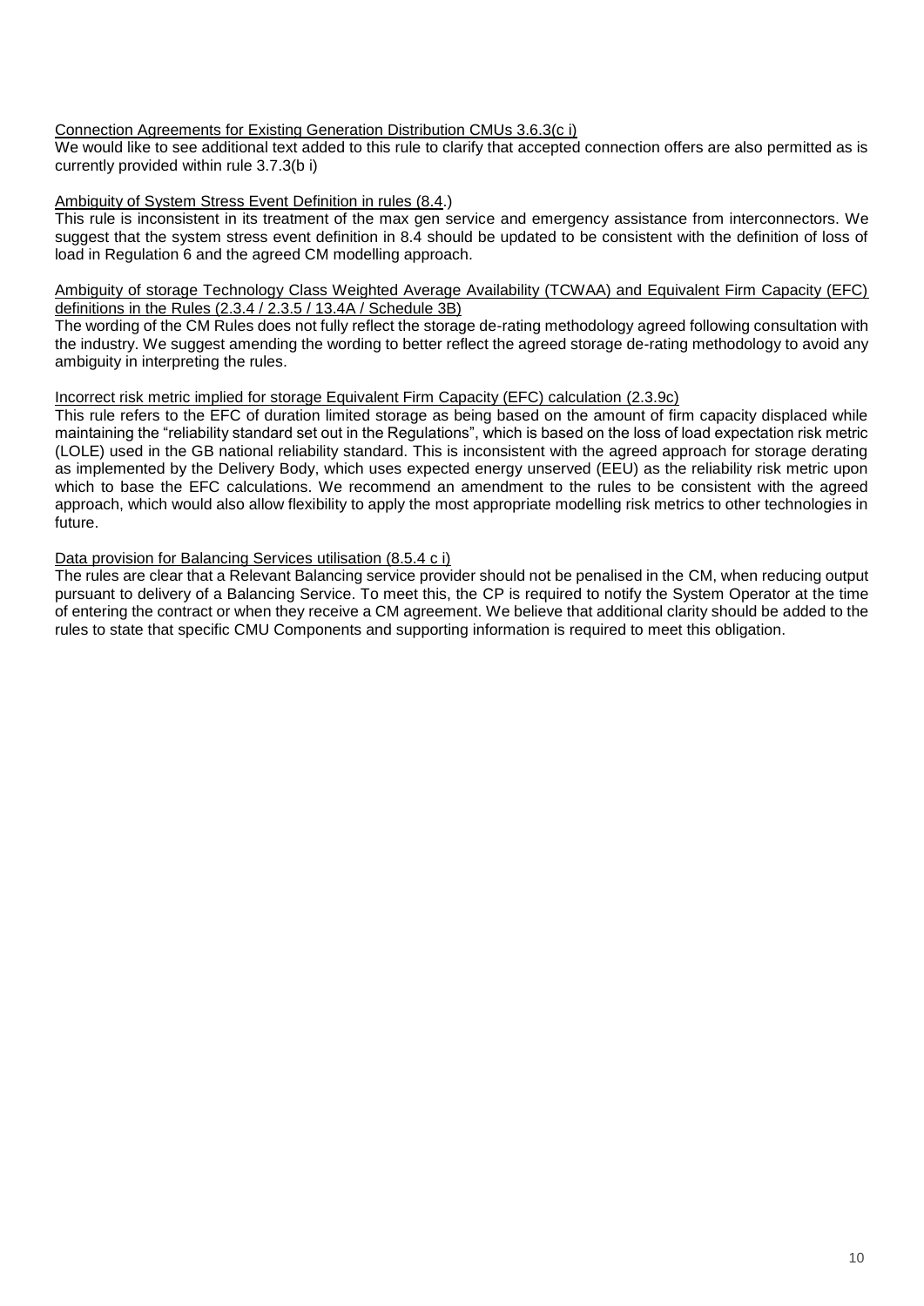Connection Agreements for Existing Generation Distribution CMUs 3.6.3(c i)

We would like to see additional text added to this rule to clarify that accepted connection offers are also permitted as is currently provided within rule 3.7.3(b i)

Ambiguity of System Stress Event Definition in rules (8.4.)

This rule is inconsistent in its treatment of the max gen service and emergency assistance from interconnectors. We suggest that the system stress event definition in 8.4 should be updated to be consistent with the definition of loss of load in Regulation 6 and the agreed CM modelling approach.

Ambiguity of storage Technology Class Weighted Average Availability (TCWAA) and Equivalent Firm Capacity (EFC) definitions in the Rules (2.3.4 / 2.3.5 / 13.4A / Schedule 3B)

The wording of the CM Rules does not fully reflect the storage de-rating methodology agreed following consultation with the industry. We suggest amending the wording to better reflect the agreed storage de-rating methodology to avoid any ambiguity in interpreting the rules.

Incorrect risk metric implied for storage Equivalent Firm Capacity (EFC) calculation (2.3.9c)

This rule refers to the EFC of duration limited storage as being based on the amount of firm capacity displaced while maintaining the "reliability standard set out in the Regulations", which is based on the loss of load expectation risk metric (LOLE) used in the GB national reliability standard. This is inconsistent with the agreed approach for storage derating as implemented by the Delivery Body, which uses expected energy unserved (EEU) as the reliability risk metric upon which to base the EFC calculations. We recommend an amendment to the rules to be consistent with the agreed approach, which would also allow flexibility to apply the most appropriate modelling risk metrics to other technologies in future.

Data provision for Balancing Services utilisation (8.5.4 c i)

The rules are clear that a Relevant Balancing service provider should not be penalised in the CM, when reducing output pursuant to delivery of a Balancing Service. To meet this, the CP is required to notify the System Operator at the time of entering the contract or when they receive a CM agreement. We believe that additional clarity should be added to the rules to state that specific CMU Components and supporting information is required to meet this obligation.